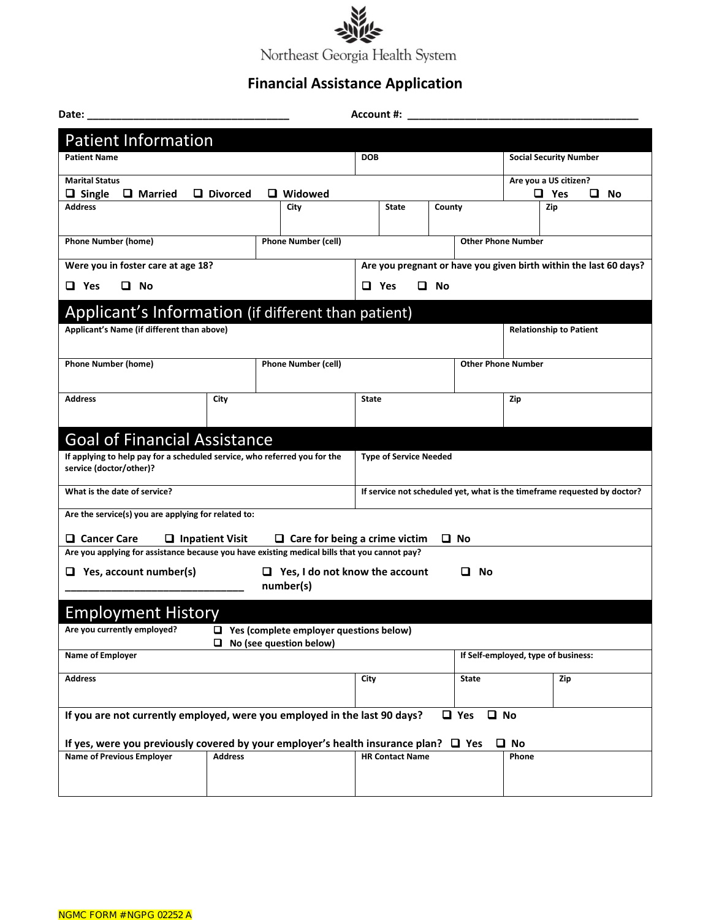Northeast Georgia Health System

# Financial Assistance Application

**Date:** ______________________________ **Account #:** ____________________________________

## Patient Information

| Patient Name | DOB | Social Security Number |
|---|---|---|
| | | |

**Marital Status**
❑ Single ❑ Married ❑ Divorced ❑ Widowed

**Are you a US citizen?** ❑ Yes ❑ No

| Address | City | State | County | Zip |
|---|---|---|---|---|
| | | | | |

| Phone Number (home) | Phone Number (cell) | Other Phone Number |
|---|---|---|
| | | |

**Were you in foster care at age 18?**
❑ Yes ❑ No

**Are you pregnant or have you given birth within the last 60 days?**
❑ Yes ❑ No

## Applicant's Information (if different than patient)

| Applicant's Name (if different than above) | Relationship to Patient |
|---|---|
| | |

| Phone Number (home) | Phone Number (cell) | Other Phone Number |
|---|---|---|
| | | |

| Address | City | State | Zip |
|---|---|---|---|
| | | | |

## Goal of Financial Assistance

| If applying to help pay for a scheduled service, who referred you for the service (doctor/other)? | Type of Service Needed |
|---|---|
| | |

| What is the date of service? | If service not scheduled yet, what is the timeframe requested by doctor? |
|---|---|
| | |

**Are the service(s) you are applying for related to:**

❑ Cancer Care ❑ Inpatient Visit ❑ Care for being a crime victim ❑ No

**Are you applying for assistance because you have existing medical bills that you cannot pay?**

❑ Yes, account number(s) ______________________________ ❑ Yes, I do not know the account number(s) ❑ No

## Employment History

**Are you currently employed?**
❑ Yes (complete employer questions below)
❑ No (see question below)

| Name of Employer | If Self-employed, type of business: |
|---|---|
| | |

| Address | City | State | Zip |
|---|---|---|---|
| | | | |

**If you are not currently employed, were you employed in the last 90 days?** ❑ Yes ❑ No

**If yes, were you previously covered by your employer's health insurance plan?** ❑ Yes ❑ No

| Name of Previous Employer | Address | HR Contact Name | Phone |
|---|---|---|---|
| | | | |

NGMC FORM #NGPG 02252 A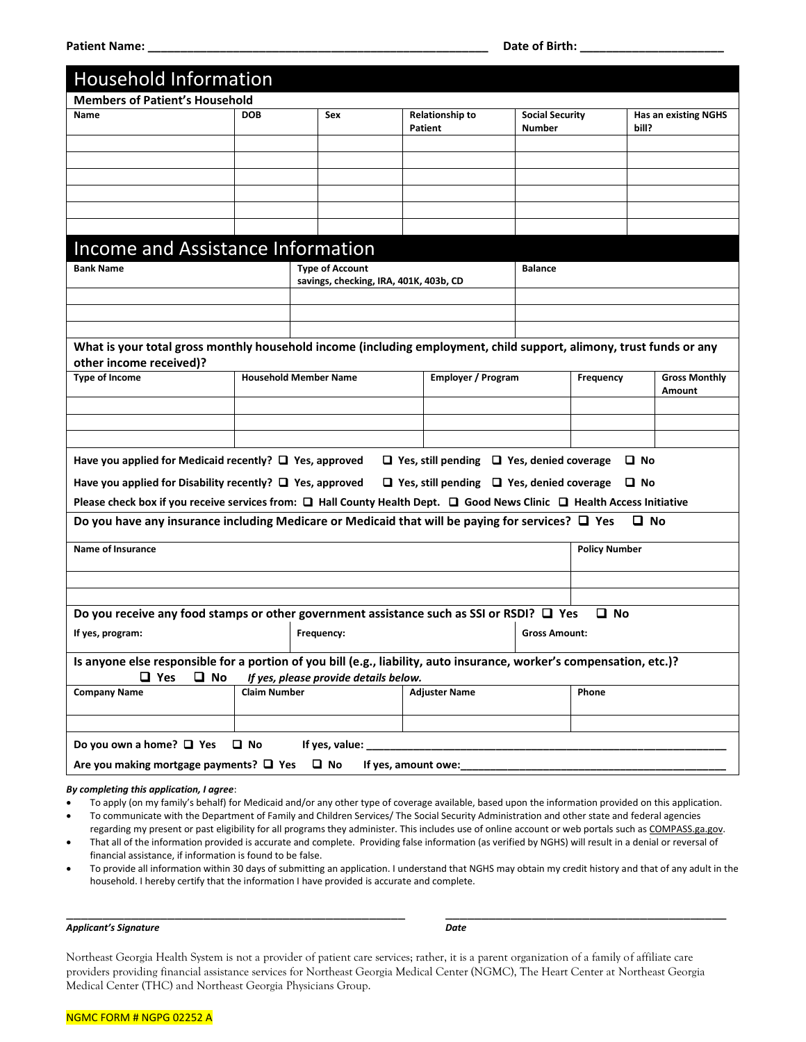Patient Name: ______________________________________________________ Date of Birth: _____________________

# Household Information

**Members of Patient's Household**

| Name | DOB | Sex | Relationship to Patient | Social Security Number | Has an existing NGHS bill? |
|---|---|---|---|---|---|
| | | | | | |
| | | | | | |
| | | | | | |
| | | | | | |
| | | | | | |
| | | | | | |

# Income and Assistance Information

| Bank Name | Type of Account savings, checking, IRA, 401K, 403b, CD | Balance |
|---|---|---|
| | | |
| | | |
| | | |

**What is your total gross monthly household income (including employment, child support, alimony, trust funds or any other income received)?**

| Type of Income | Household Member Name | Employer / Program | Frequency | Gross Monthly Amount |
|---|---|---|---|---|
| | | | | |
| | | | | |
| | | | | |

**Have you applied for Medicaid recently?** ❑ Yes, approved ❑ Yes, still pending ❑ Yes, denied coverage ❑ No

**Have you applied for Disability recently?** ❑ Yes, approved ❑ Yes, still pending ❑ Yes, denied coverage ❑ No

**Please check box if you receive services from:** ❑ Hall County Health Dept. ❑ Good News Clinic ❑ Health Access Initiative

**Do you have any insurance including Medicare or Medicaid that will be paying for services?** ❑ Yes ❑ No

| Name of Insurance | Policy Number |
|---|---|
| | |
| | |

**Do you receive any food stamps or other government assistance such as SSI or RSDI?** ❑ Yes ❑ No

| If yes, program: | Frequency: | Gross Amount: |
|---|---|---|

**Is anyone else responsible for a portion of you bill (e.g., liability, auto insurance, worker's compensation, etc.)?**
❑ Yes ❑ No *If yes, please provide details below.*

| Company Name | Claim Number | Adjuster Name | Phone |
|---|---|---|---|
| | | | |

**Do you own a home?** ❑ Yes ❑ No **If yes, value:** ____________________________________________________________

**Are you making mortgage payments?** ❑ Yes ❑ No **If yes, amount owe:**____________________________________________

***By completing this application, I agree***:

- To apply (on my family's behalf) for Medicaid and/or any other type of coverage available, based upon the information provided on this application.
- To communicate with the Department of Family and Children Services/ The Social Security Administration and other state and federal agencies regarding my present or past eligibility for all programs they administer. This includes use of online account or web portals such as COMPASS.ga.gov.
- That all of the information provided is accurate and complete. Providing false information (as verified by NGHS) will result in a denial or reversal of financial assistance, if information is found to be false.
- To provide all information within 30 days of submitting an application. I understand that NGHS may obtain my credit history and that of any adult in the household. I hereby certify that the information I have provided is accurate and complete.

_____________________________________________________________ _____________________________________________________

***Applicant's Signature*** ***Date***

Northeast Georgia Health System is not a provider of patient care services; rather, it is a parent organization of a family of affiliate care providers providing financial assistance services for Northeast Georgia Medical Center (NGMC), The Heart Center at Northeast Georgia Medical Center (THC) and Northeast Georgia Physicians Group.

NGMC FORM # NGPG 02252 A